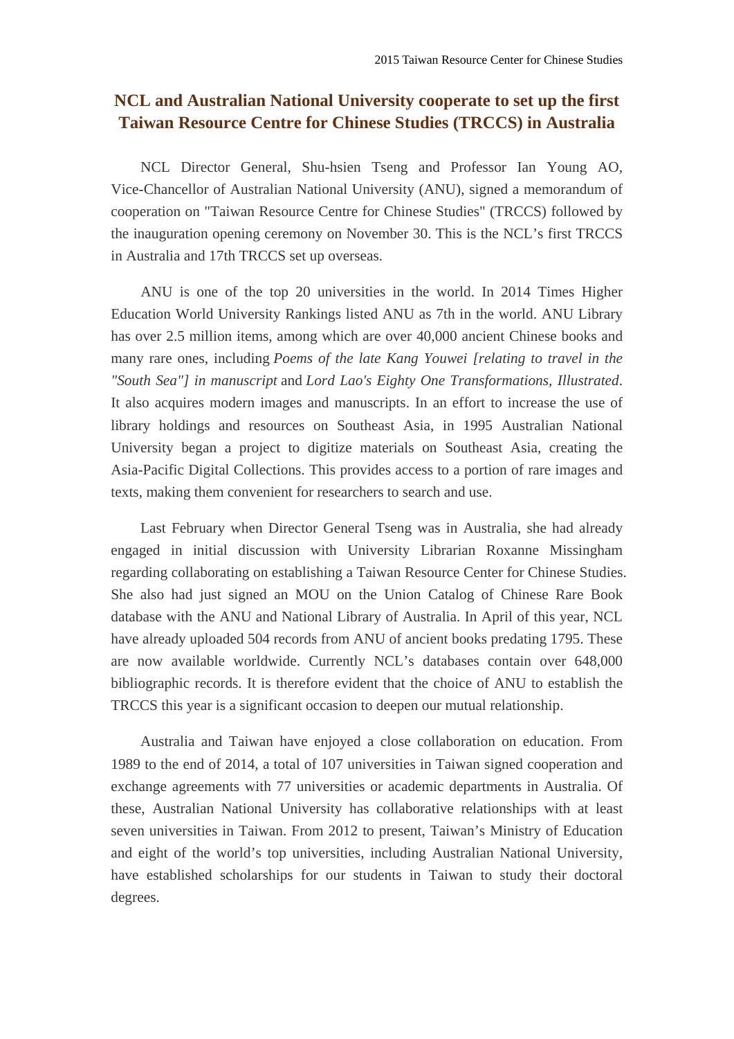# NCL and Australian National University cooperate to set up the first Taiwan Resource Centre for Chinese Studies (TRCCS) in Australia

NCL Director General, Shu-hsien Tseng and Professor Ian Young AO, Vice-Chancellor of Australian National University (ANU), signed a memorandum of cooperation on "Taiwan Resource Centre for Chinese Studies" (TRCCS) followed by the inauguration opening ceremony on November 30. This is the NCL's first TRCCS in Australia and 17th TRCCS set up overseas.

ANU is one of the top 20 universities in the world. In 2014 Times Higher Education World University Rankings listed ANU as 7th in the world. ANU Library has over 2.5 million items, among which are over 40,000 ancient Chinese books and many rare ones, including *Poems of the late Kang Youwei [relating to travel in the "South Sea"] in manuscript* and *Lord Lao's Eighty One Transformations, Illustrated*. It also acquires modern images and manuscripts. In an effort to increase the use of library holdings and resources on Southeast Asia, in 1995 Australian National University began a project to digitize materials on Southeast Asia, creating the Asia-Pacific Digital Collections. This provides access to a portion of rare images and texts, making them convenient for researchers to search and use.

Last February when Director General Tseng was in Australia, she had already engaged in initial discussion with University Librarian Roxanne Missingham regarding collaborating on establishing a Taiwan Resource Center for Chinese Studies. She also had just signed an MOU on the Union Catalog of Chinese Rare Book database with the ANU and National Library of Australia. In April of this year, NCL have already uploaded 504 records from ANU of ancient books predating 1795. These are now available worldwide. Currently NCL's databases contain over 648,000 bibliographic records. It is therefore evident that the choice of ANU to establish the TRCCS this year is a significant occasion to deepen our mutual relationship.

Australia and Taiwan have enjoyed a close collaboration on education. From 1989 to the end of 2014, a total of 107 universities in Taiwan signed cooperation and exchange agreements with 77 universities or academic departments in Australia. Of these, Australian National University has collaborative relationships with at least seven universities in Taiwan. From 2012 to present, Taiwan's Ministry of Education and eight of the world's top universities, including Australian National University, have established scholarships for our students in Taiwan to study their doctoral degrees.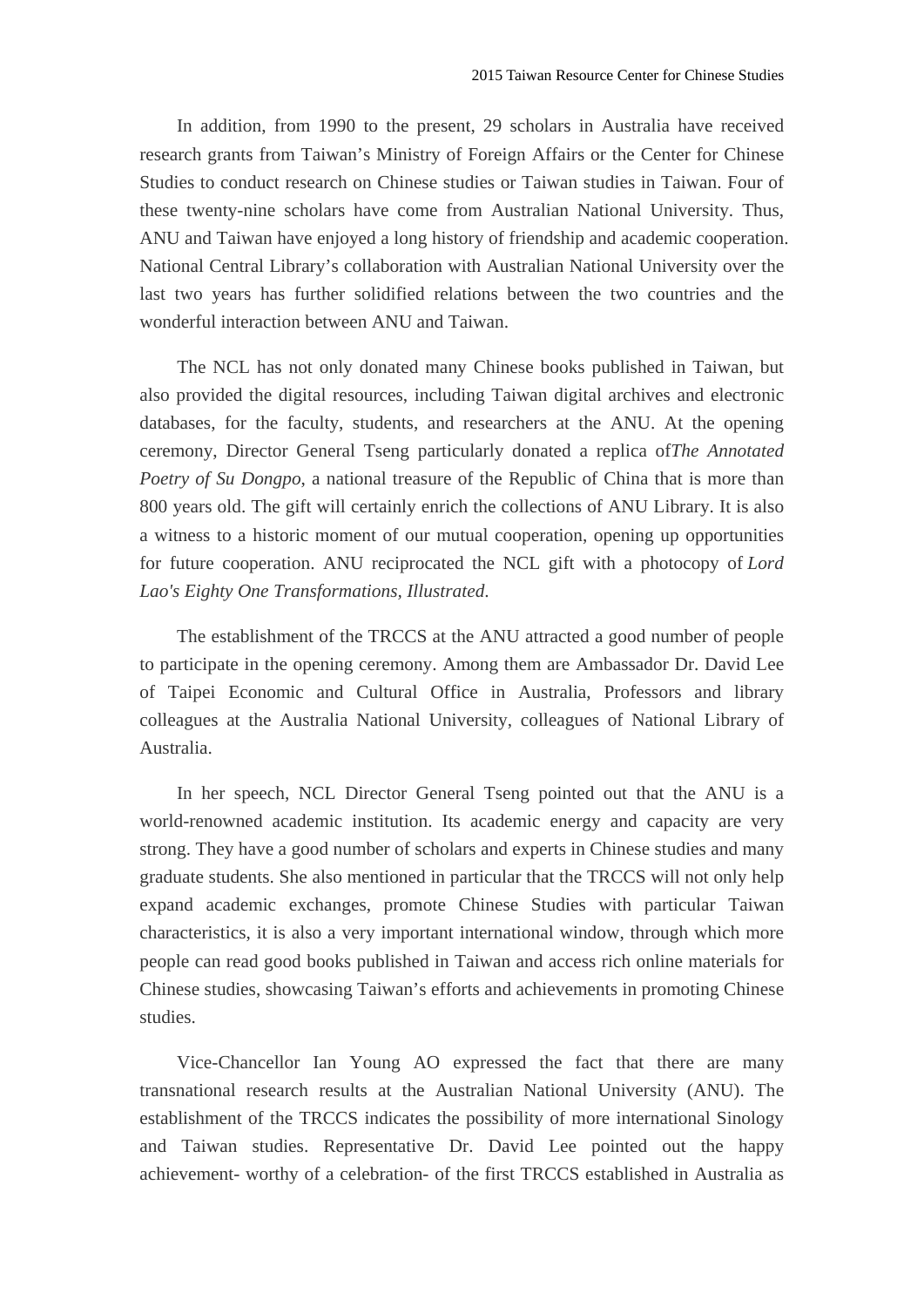In addition, from 1990 to the present, 29 scholars in Australia have received research grants from Taiwan's Ministry of Foreign Affairs or the Center for Chinese Studies to conduct research on Chinese studies or Taiwan studies in Taiwan. Four of these twenty-nine scholars have come from Australian National University. Thus, ANU and Taiwan have enjoyed a long history of friendship and academic cooperation. National Central Library's collaboration with Australian National University over the last two years has further solidified relations between the two countries and the wonderful interaction between ANU and Taiwan.

The NCL has not only donated many Chinese books published in Taiwan, but also provided the digital resources, including Taiwan digital archives and electronic databases, for the faculty, students, and researchers at the ANU. At the opening ceremony, Director General Tseng particularly donated a replica of*The Annotated Poetry of Su Dongpo*, a national treasure of the Republic of China that is more than 800 years old. The gift will certainly enrich the collections of ANU Library. It is also a witness to a historic moment of our mutual cooperation, opening up opportunities for future cooperation. ANU reciprocated the NCL gift with a photocopy of *Lord Lao's Eighty One Transformations, Illustrated*.

The establishment of the TRCCS at the ANU attracted a good number of people to participate in the opening ceremony. Among them are Ambassador Dr. David Lee of Taipei Economic and Cultural Office in Australia, Professors and library colleagues at the Australia National University, colleagues of National Library of Australia.

In her speech, NCL Director General Tseng pointed out that the ANU is a world-renowned academic institution. Its academic energy and capacity are very strong. They have a good number of scholars and experts in Chinese studies and many graduate students. She also mentioned in particular that the TRCCS will not only help expand academic exchanges, promote Chinese Studies with particular Taiwan characteristics, it is also a very important international window, through which more people can read good books published in Taiwan and access rich online materials for Chinese studies, showcasing Taiwan's efforts and achievements in promoting Chinese studies.

Vice-Chancellor Ian Young AO expressed the fact that there are many transnational research results at the Australian National University (ANU). The establishment of the TRCCS indicates the possibility of more international Sinology and Taiwan studies. Representative Dr. David Lee pointed out the happy achievement- worthy of a celebration- of the first TRCCS established in Australia as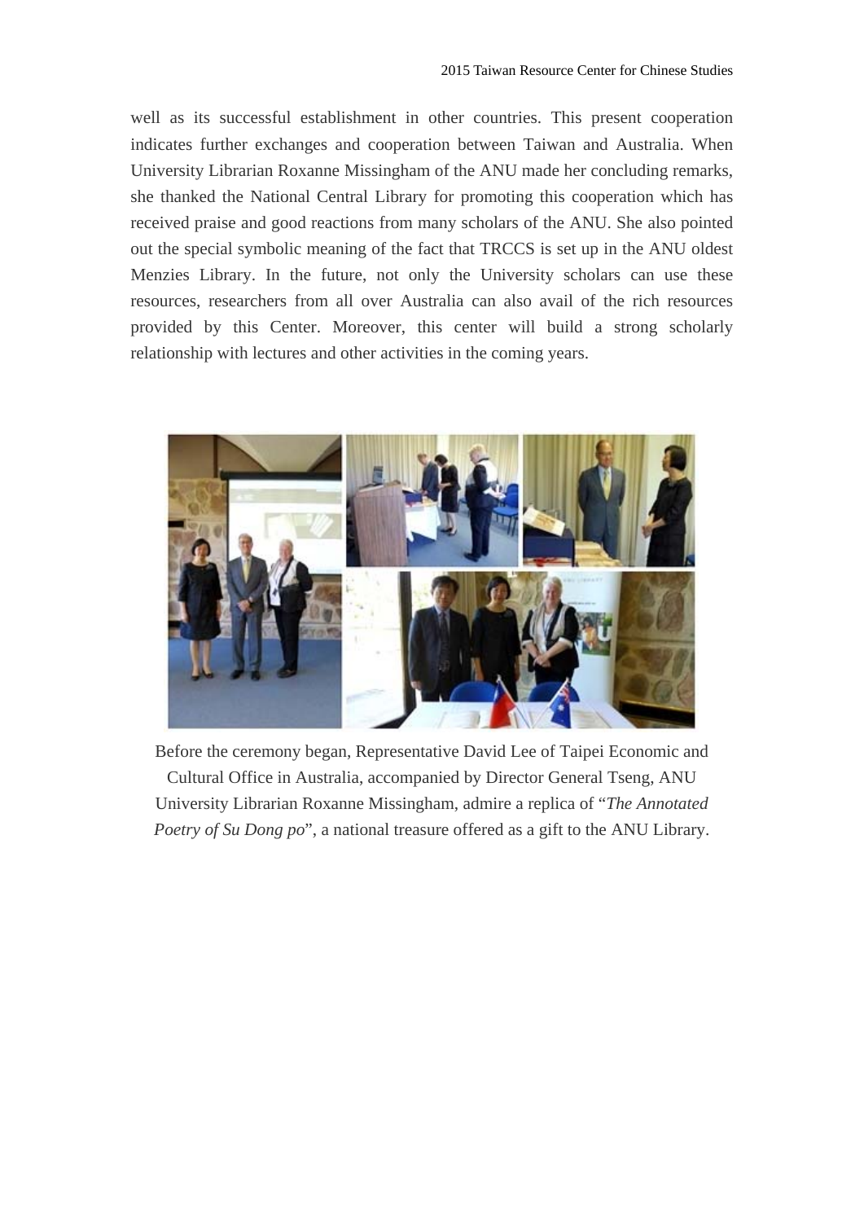well as its successful establishment in other countries. This present cooperation indicates further exchanges and cooperation between Taiwan and Australia. When University Librarian Roxanne Missingham of the ANU made her concluding remarks, she thanked the National Central Library for promoting this cooperation which has received praise and good reactions from many scholars of the ANU. She also pointed out the special symbolic meaning of the fact that TRCCS is set up in the ANU oldest Menzies Library. In the future, not only the University scholars can use these resources, researchers from all over Australia can also avail of the rich resources provided by this Center. Moreover, this center will build a strong scholarly relationship with lectures and other activities in the coming years.

Before the ceremony began, Representative David Lee of Taipei Economic and Cultural Office in Australia, accompanied by Director General Tseng, ANU University Librarian Roxanne Missingham, admire a replica of "*The Annotated Poetry of Su Dong po*", a national treasure offered as a gift to the ANU Library.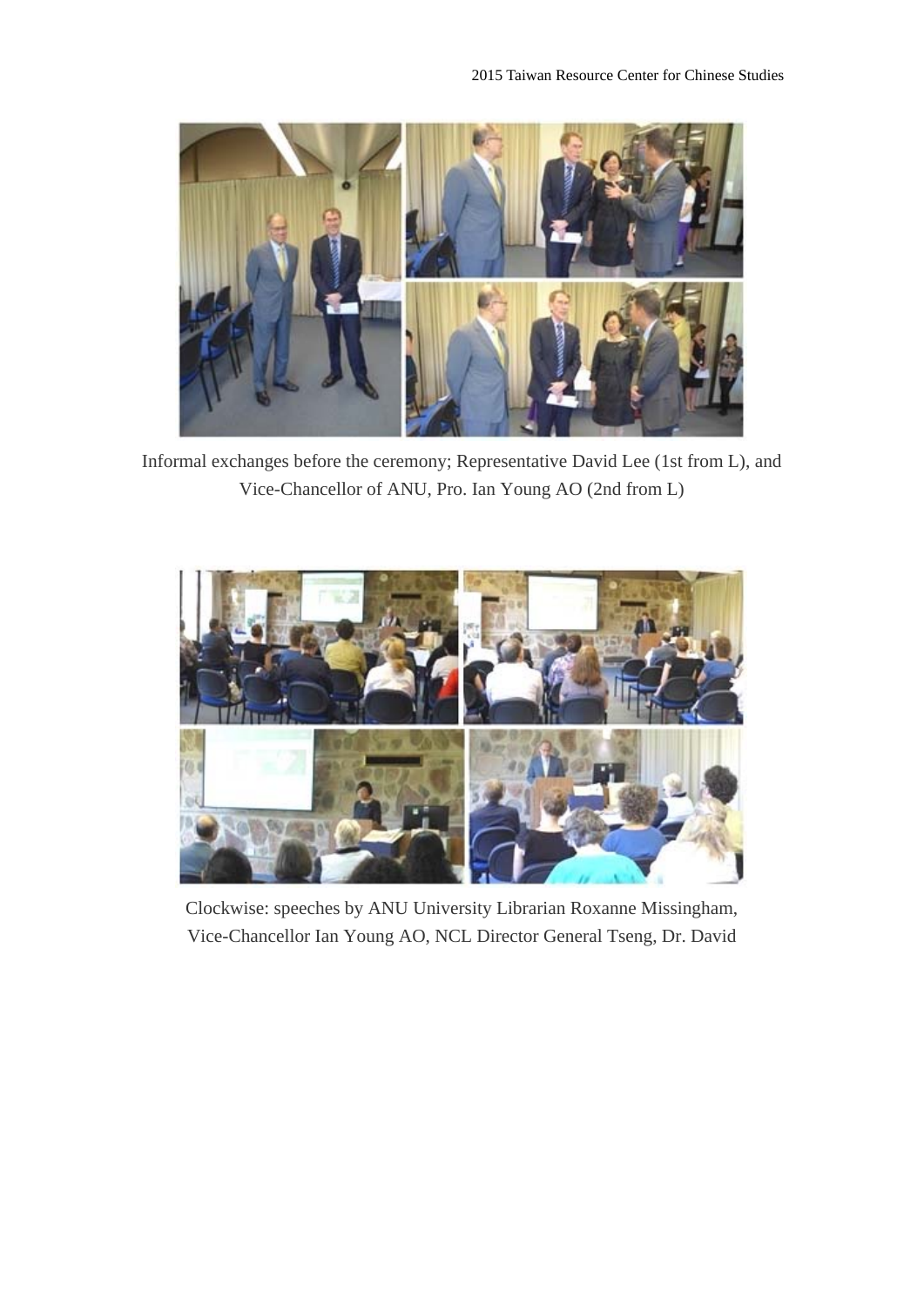Informal exchanges before the ceremony; Representative David Lee (1st from L), and Vice-Chancellor of ANU, Pro. Ian Young AO (2nd from L)

Clockwise: speeches by ANU University Librarian Roxanne Missingham, Vice-Chancellor Ian Young AO, NCL Director General Tseng, Dr. David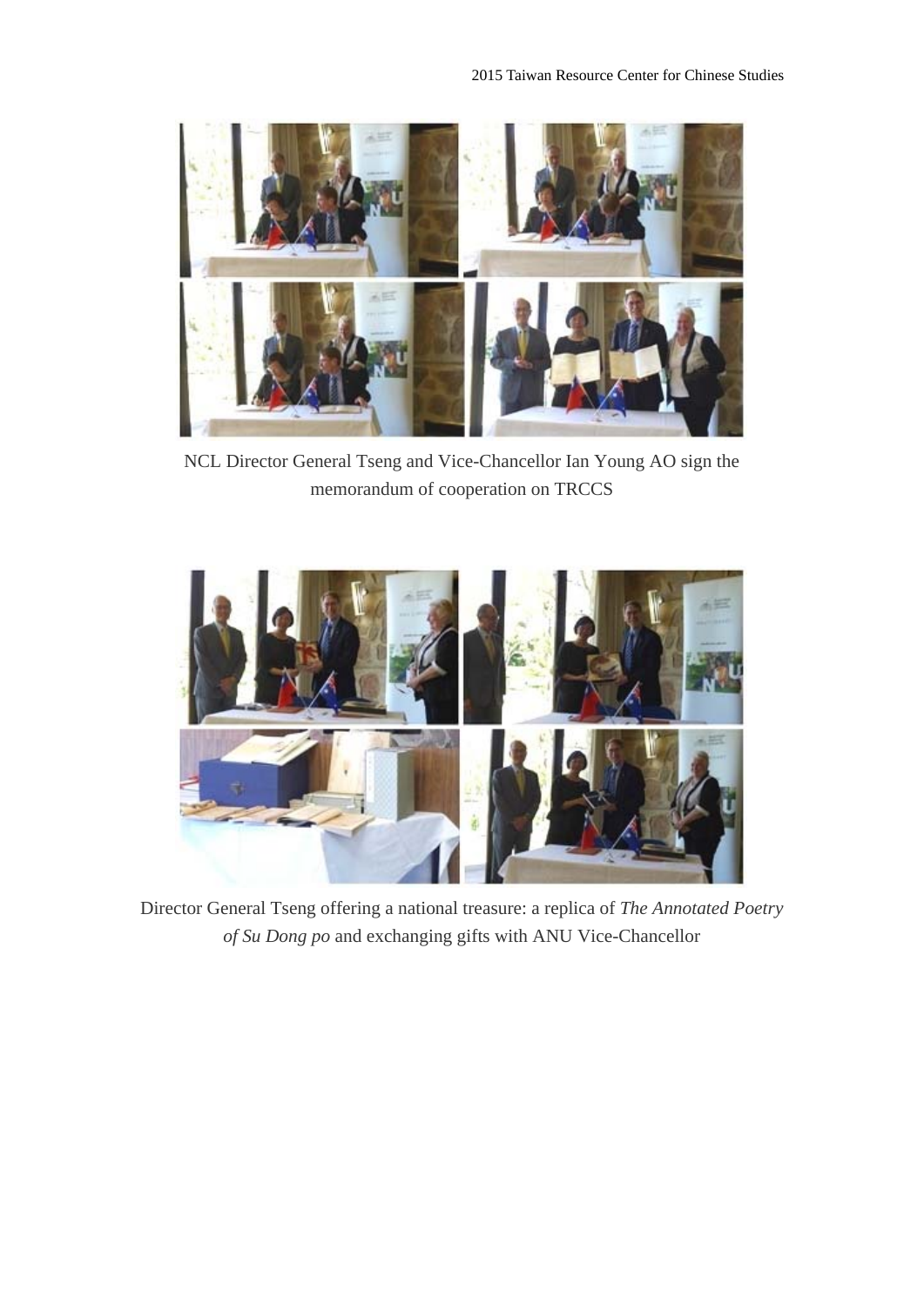NCL Director General Tseng and Vice-Chancellor Ian Young AO sign the memorandum of cooperation on TRCCS

Director General Tseng offering a national treasure: a replica of *The Annotated Poetry of Su Dong po* and exchanging gifts with ANU Vice-Chancellor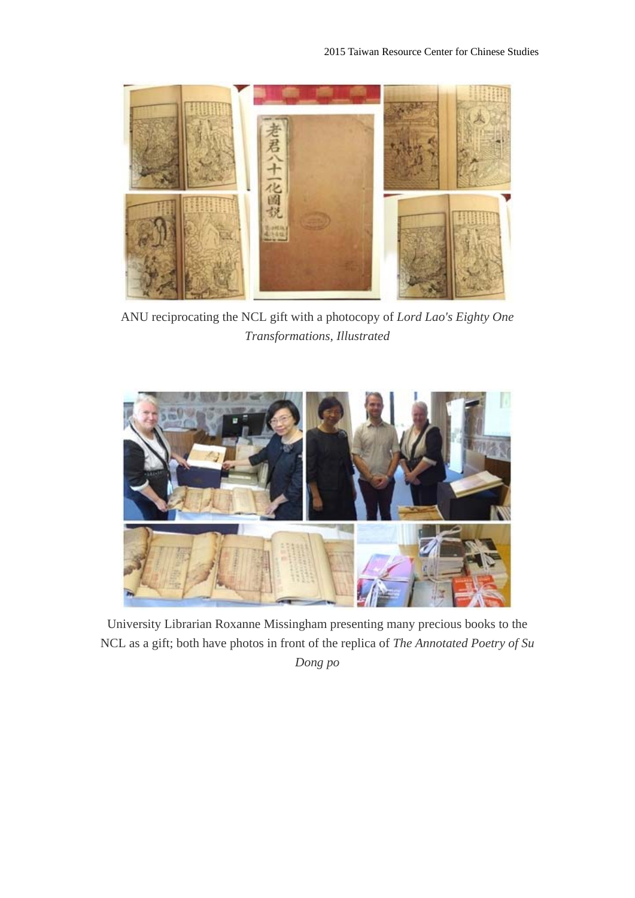ANU reciprocating the NCL gift with a photocopy of *Lord Lao's Eighty One Transformations, Illustrated*

University Librarian Roxanne Missingham presenting many precious books to the NCL as a gift; both have photos in front of the replica of *The Annotated Poetry of Su Dong po*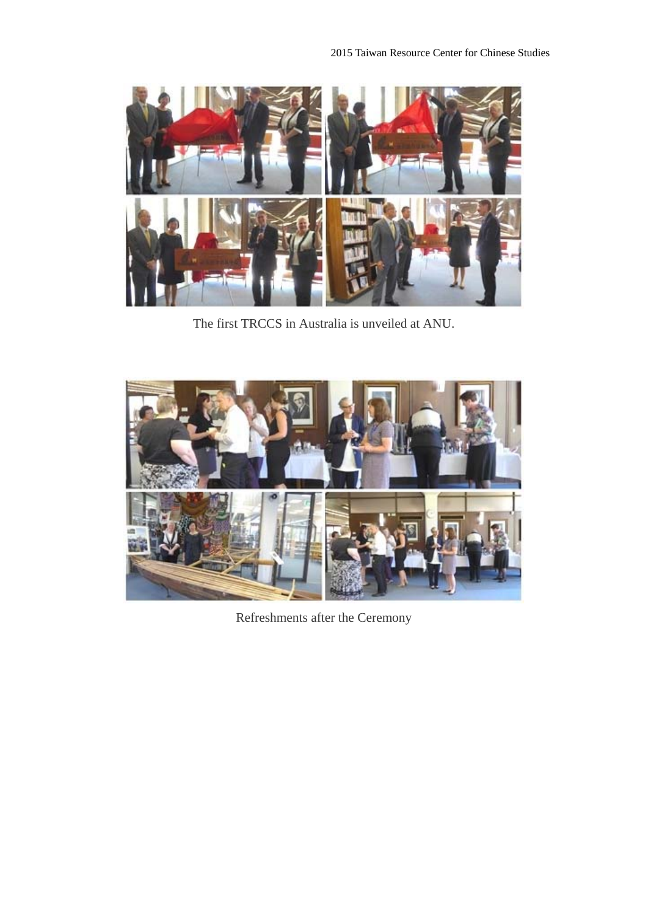The first TRCCS in Australia is unveiled at ANU.

Refreshments after the Ceremony